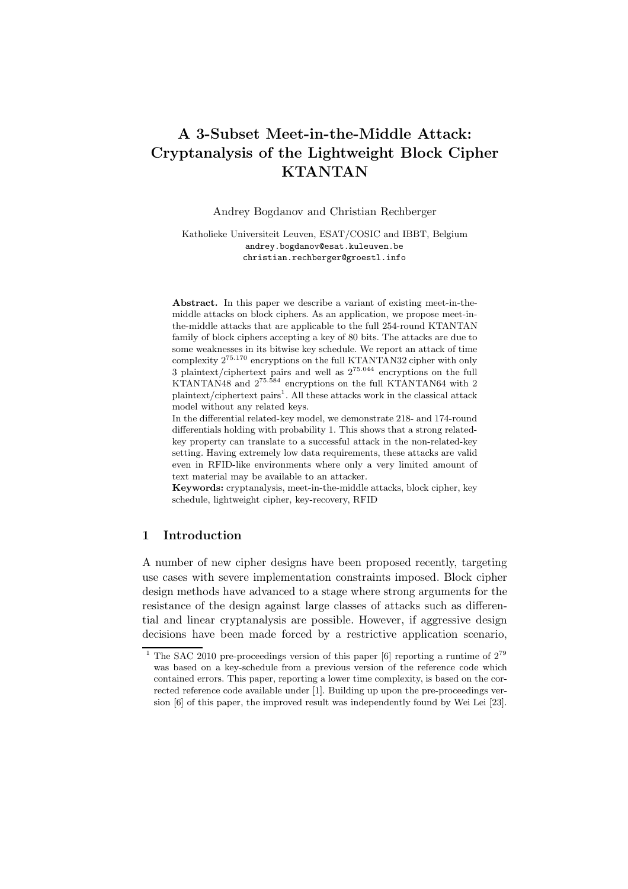# A 3-Subset Meet-in-the-Middle Attack: Cryptanalysis of the Lightweight Block Cipher KTANTAN

Andrey Bogdanov and Christian Rechberger

Katholieke Universiteit Leuven, ESAT/COSIC and IBBT, Belgium
andrey.bogdanov@esat.kuleuven.be
christian.rechberger@groestl.info

**Abstract.** In this paper we describe a variant of existing meet-in-the-middle attacks on block ciphers. As an application, we propose meet-in-the-middle attacks that are applicable to the full 254-round KTANTAN family of block ciphers accepting a key of 80 bits. The attacks are due to some weaknesses in its bitwise key schedule. We report an attack of time complexity $2^{75.170}$ encryptions on the full KTANTAN32 cipher with only 3 plaintext/ciphertext pairs and well as $2^{75.044}$ encryptions on the full KTANTAN48 and $2^{75.584}$ encryptions on the full KTANTAN64 with 2 plaintext/ciphertext pairs[1]. All these attacks work in the classical attack model without any related keys.

In the differential related-key model, we demonstrate 218- and 174-round differentials holding with probability 1. This shows that a strong related-key property can translate to a successful attack in the non-related-key setting. Having extremely low data requirements, these attacks are valid even in RFID-like environments where only a very limited amount of text material may be available to an attacker.

**Keywords:** cryptanalysis, meet-in-the-middle attacks, block cipher, key schedule, lightweight cipher, key-recovery, RFID

## 1 Introduction

A number of new cipher designs have been proposed recently, targeting use cases with severe implementation constraints imposed. Block cipher design methods have advanced to a stage where strong arguments for the resistance of the design against large classes of attacks such as differential and linear cryptanalysis are possible. However, if aggressive design decisions have been made forced by a restrictive application scenario,

[1] The SAC 2010 pre-proceedings version of this paper [6] reporting a runtime of $2^{79}$ was based on a key-schedule from a previous version of the reference code which contained errors. This paper, reporting a lower time complexity, is based on the corrected reference code available under [1]. Building up upon the pre-proceedings version [6] of this paper, the improved result was independently found by Wei Lei [23].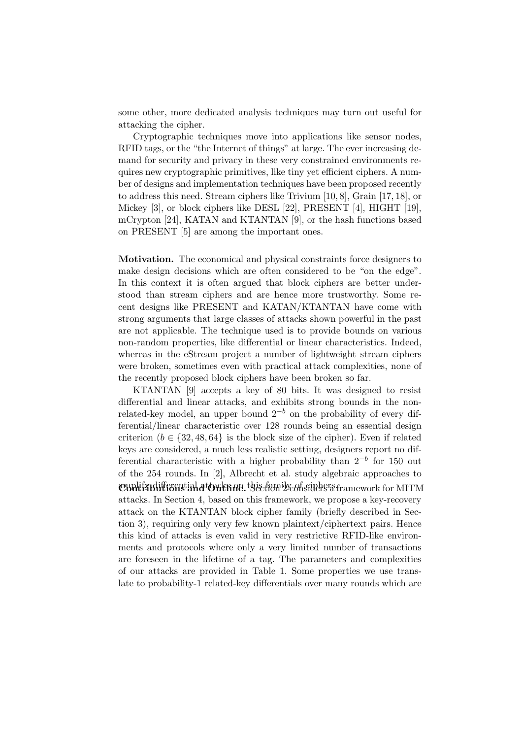some other, more dedicated analysis techniques may turn out useful for attacking the cipher.

Cryptographic techniques move into applications like sensor nodes, RFID tags, or the "the Internet of things" at large. The ever increasing demand for security and privacy in these very constrained environments requires new cryptographic primitives, like tiny yet efficient ciphers. A number of designs and implementation techniques have been proposed recently to address this need. Stream ciphers like Trivium [10, 8], Grain [17, 18], or Mickey [3], or block ciphers like DESL [22], PRESENT [4], HIGHT [19], mCrypton [24], KATAN and KTANTAN [9], or the hash functions based on PRESENT [5] are among the important ones.

**Motivation.** The economical and physical constraints force designers to make design decisions which are often considered to be "on the edge". In this context it is often argued that block ciphers are better understood than stream ciphers and are hence more trustworthy. Some recent designs like PRESENT and KATAN/KTANTAN have come with strong arguments that large classes of attacks shown powerful in the past are not applicable. The technique used is to provide bounds on various non-random properties, like differential or linear characteristics. Indeed, whereas in the eStream project a number of lightweight stream ciphers were broken, sometimes even with practical attack complexities, none of the recently proposed block ciphers have been broken so far.

KTANTAN [9] accepts a key of 80 bits. It was designed to resist differential and linear attacks, and exhibits strong bounds in the non-related-key model, an upper bound $2^{-b}$ on the probability of every differential/linear characteristic over 128 rounds being an essential design criterion ($b \in \{32, 48, 64\}$ is the block size of the cipher). Even if related keys are considered, a much less realistic setting, designers report no differential characteristic with a higher probability than $2^{-b}$ for 150 out of the 254 rounds. In [2], Albrecht et al. study algebraic approaches to amplify differential attacks on this family of ciphers.

**Contributions and Outline.** Section 2 considers a framework for MITM attacks. In Section 4, based on this framework, we propose a key-recovery attack on the KTANTAN block cipher family (briefly described in Section 3), requiring only very few known plaintext/ciphertext pairs. Hence this kind of attacks is even valid in very restrictive RFID-like environments and protocols where only a very limited number of transactions are foreseen in the lifetime of a tag. The parameters and complexities of our attacks are provided in Table 1. Some properties we use translate to probability-1 related-key differentials over many rounds which are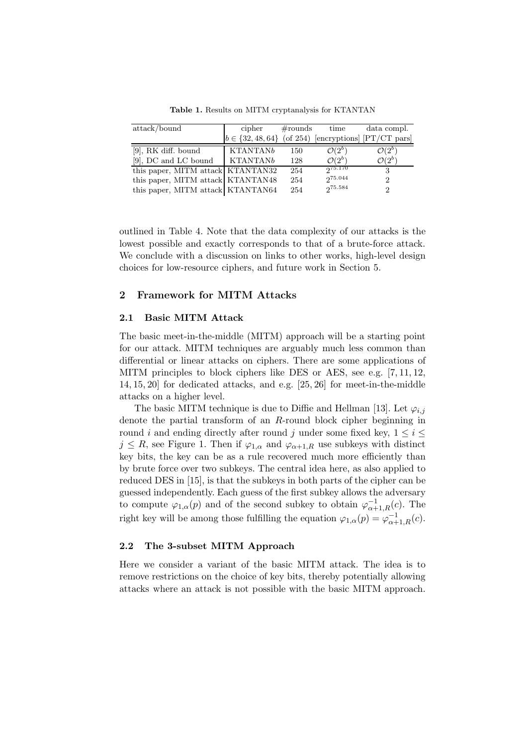**Table 1.** Results on MITM cryptanalysis for KTANTAN

| attack/bound | cipher $b \in \{32, 48, 64\}$ | #rounds (of 254) | time [encryptions] | data compl. [PT/CT pars] |
|---|---|---|---|---|
| [9], RK diff. bound | KTANTAN$b$ | 150 | $\mathcal{O}(2^b)$ | $\mathcal{O}(2^b)$ |
| [9], DC and LC bound | KTANTAN$b$ | 128 | $\mathcal{O}(2^b)$ | $\mathcal{O}(2^b)$ |
| this paper, MITM attack | KTANTAN32 | 254 | $2^{75.170}$ | 3 |
| this paper, MITM attack | KTANTAN48 | 254 | $2^{75.044}$ | 2 |
| this paper, MITM attack | KTANTAN64 | 254 | $2^{75.584}$ | 2 |

outlined in Table 4. Note that the data complexity of our attacks is the lowest possible and exactly corresponds to that of a brute-force attack. We conclude with a discussion on links to other works, high-level design choices for low-resource ciphers, and future work in Section 5.

## 2 Framework for MITM Attacks

### 2.1 Basic MITM Attack

The basic meet-in-the-middle (MITM) approach will be a starting point for our attack. MITM techniques are arguably much less common than differential or linear attacks on ciphers. There are some applications of MITM principles to block ciphers like DES or AES, see e.g. [7, 11, 12, 14, 15, 20] for dedicated attacks, and e.g. [25, 26] for meet-in-the-middle attacks on a higher level.

The basic MITM technique is due to Diffie and Hellman [13]. Let $\varphi_{i,j}$ denote the partial transform of an $R$-round block cipher beginning in round $i$ and ending directly after round $j$ under some fixed key, $1 \leq i \leq j \leq R$, see Figure 1. Then if $\varphi_{1,\alpha}$ and $\varphi_{\alpha+1,R}$ use subkeys with distinct key bits, the key can be as a rule recovered much more efficiently than by brute force over two subkeys. The central idea here, as also applied to reduced DES in [15], is that the subkeys in both parts of the cipher can be guessed independently. Each guess of the first subkey allows the adversary to compute $\varphi_{1,\alpha}(p)$ and of the second subkey to obtain $\varphi^{-1}_{\alpha+1,R}(c)$. The right key will be among those fulfilling the equation $\varphi_{1,\alpha}(p) = \varphi^{-1}_{\alpha+1,R}(c)$.

### 2.2 The 3-subset MITM Approach

Here we consider a variant of the basic MITM attack. The idea is to remove restrictions on the choice of key bits, thereby potentially allowing attacks where an attack is not possible with the basic MITM approach.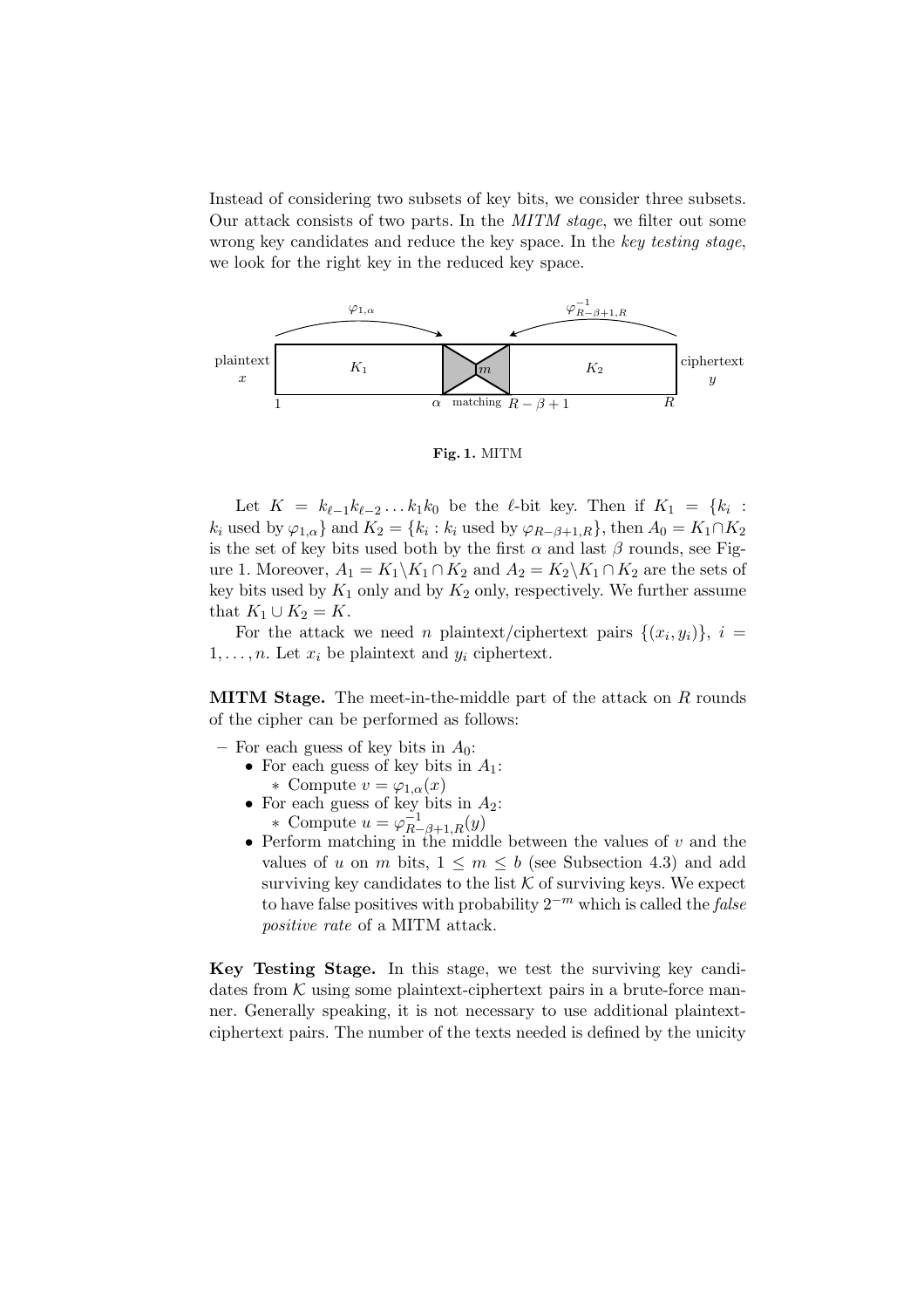Instead of considering two subsets of key bits, we consider three subsets. Our attack consists of two parts. In the *MITM stage*, we filter out some wrong key candidates and reduce the key space. In the *key testing stage*, we look for the right key in the reduced key space.

**Fig. 1.** MITM

Let $K = k_{\ell-1}k_{\ell-2}\dots k_1k_0$ be the $\ell$-bit key. Then if $K_1 = \{k_i : k_i \text{ used by } \varphi_{1,\alpha}\}$ and $K_2 = \{k_i : k_i \text{ used by } \varphi_{R-\beta+1,R}\}$, then $A_0 = K_1 \cap K_2$ is the set of key bits used both by the first $\alpha$ and last $\beta$ rounds, see Figure 1. Moreover, $A_1 = K_1 \backslash K_1 \cap K_2$ and $A_2 = K_2 \backslash K_1 \cap K_2$ are the sets of key bits used by $K_1$ only and by $K_2$ only, respectively. We further assume that $K_1 \cup K_2 = K$.

For the attack we need $n$ plaintext/ciphertext pairs $\{(x_i, y_i)\}$, $i = 1, \dots, n$. Let $x_i$ be plaintext and $y_i$ ciphertext.

**MITM Stage.** The meet-in-the-middle part of the attack on $R$ rounds of the cipher can be performed as follows:

- For each guess of key bits in $A_0$:
  - For each guess of key bits in $A_1$:
    - Compute $v = \varphi_{1,\alpha}(x)$
  - For each guess of key bits in $A_2$:
    - Compute $u = \varphi^{-1}_{R-\beta+1,R}(y)$
  - Perform matching in the middle between the values of $v$ and the values of $u$ on $m$ bits, $1 \leq m \leq b$ (see Subsection 4.3) and add surviving key candidates to the list $\mathcal{K}$ of surviving keys. We expect to have false positives with probability $2^{-m}$ which is called the *false positive rate* of a MITM attack.

**Key Testing Stage.** In this stage, we test the surviving key candidates from $\mathcal{K}$ using some plaintext-ciphertext pairs in a brute-force manner. Generally speaking, it is not necessary to use additional plaintext-ciphertext pairs. The number of the texts needed is defined by the unicity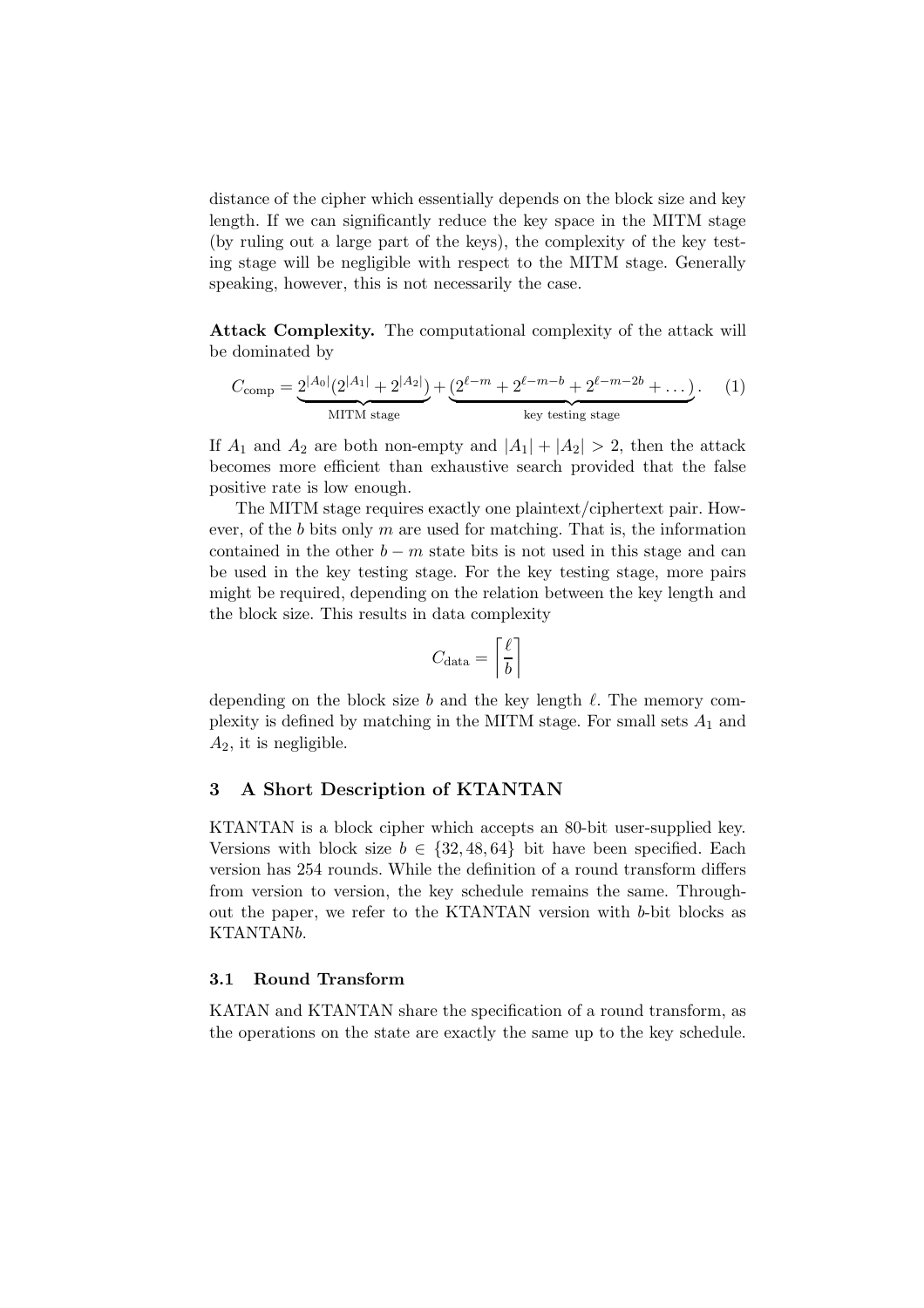distance of the cipher which essentially depends on the block size and key length. If we can significantly reduce the key space in the MITM stage (by ruling out a large part of the keys), the complexity of the key testing stage will be negligible with respect to the MITM stage. Generally speaking, however, this is not necessarily the case.

**Attack Complexity.** The computational complexity of the attack will be dominated by

$$C_{\text{comp}} = \underbrace{2^{|A_0|}(2^{|A_1|} + 2^{|A_2|})}_{\text{MITM stage}} + \underbrace{(2^{\ell-m} + 2^{\ell-m-b} + 2^{\ell-m-2b} + \dots)}_{\text{key testing stage}}. \quad (1)$$

If $A_1$ and $A_2$ are both non-empty and $|A_1| + |A_2| > 2$, then the attack becomes more efficient than exhaustive search provided that the false positive rate is low enough.

The MITM stage requires exactly one plaintext/ciphertext pair. However, of the $b$ bits only $m$ are used for matching. That is, the information contained in the other $b - m$ state bits is not used in this stage and can be used in the key testing stage. For the key testing stage, more pairs might be required, depending on the relation between the key length and the block size. This results in data complexity

$$C_{\text{data}} = \left\lceil \frac{\ell}{b} \right\rceil$$

depending on the block size $b$ and the key length $\ell$. The memory complexity is defined by matching in the MITM stage. For small sets $A_1$ and $A_2$, it is negligible.

## 3 A Short Description of KTANTAN

KTANTAN is a block cipher which accepts an 80-bit user-supplied key. Versions with block size $b \in \{32, 48, 64\}$ bit have been specified. Each version has 254 rounds. While the definition of a round transform differs from version to version, the key schedule remains the same. Throughout the paper, we refer to the KTANTAN version with $b$-bit blocks as KTANTAN$b$.

### 3.1 Round Transform

KATAN and KTANTAN share the specification of a round transform, as the operations on the state are exactly the same up to the key schedule.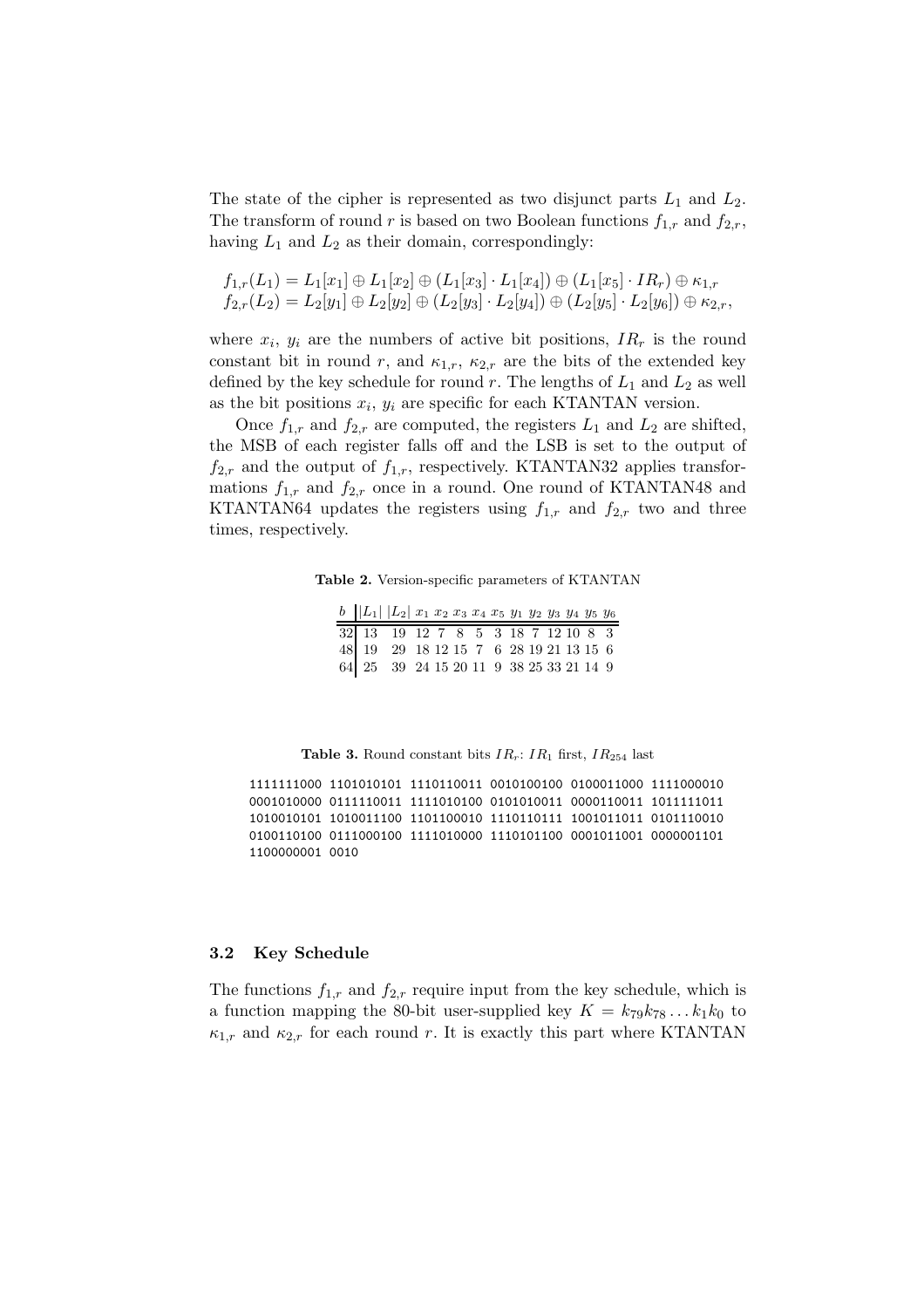The state of the cipher is represented as two disjunct parts $L_1$ and $L_2$. The transform of round $r$ is based on two Boolean functions $f_{1,r}$ and $f_{2,r}$, having $L_1$ and $L_2$ as their domain, correspondingly:

$$f_{1,r}(L_1) = L_1[x_1] \oplus L_1[x_2] \oplus (L_1[x_3] \cdot L_1[x_4]) \oplus (L_1[x_5] \cdot IR_r) \oplus \kappa_{1,r}$$
$$f_{2,r}(L_2) = L_2[y_1] \oplus L_2[y_2] \oplus (L_2[y_3] \cdot L_2[y_4]) \oplus (L_2[y_5] \cdot L_2[y_6]) \oplus \kappa_{2,r},$$

where $x_i$, $y_i$ are the numbers of active bit positions, $IR_r$ is the round constant bit in round $r$, and $\kappa_{1,r}$, $\kappa_{2,r}$ are the bits of the extended key defined by the key schedule for round $r$. The lengths of $L_1$ and $L_2$ as well as the bit positions $x_i$, $y_i$ are specific for each KTANTAN version.

Once $f_{1,r}$ and $f_{2,r}$ are computed, the registers $L_1$ and $L_2$ are shifted, the MSB of each register falls off and the LSB is set to the output of $f_{2,r}$ and the output of $f_{1,r}$, respectively. KTANTAN32 applies transformations $f_{1,r}$ and $f_{2,r}$ once in a round. One round of KTANTAN48 and KTANTAN64 updates the registers using $f_{1,r}$ and $f_{2,r}$ two and three times, respectively.

**Table 2.** Version-specific parameters of KTANTAN

| $b$ | $\lvert L_1\rvert$ | $\lvert L_2\rvert$ | $x_1$ | $x_2$ | $x_3$ | $x_4$ | $x_5$ | $y_1$ | $y_2$ | $y_3$ | $y_4$ | $y_5$ | $y_6$ |
|---|---|---|---|---|---|---|---|---|---|---|---|---|---|
| 32 | 13 | 19 | 12 | 7 | 8 | 5 | 3 | 18 | 7 | 12 | 10 | 8 | 3 |
| 48 | 19 | 29 | 18 | 12 | 15 | 7 | 6 | 28 | 19 | 21 | 13 | 15 | 6 |
| 64 | 25 | 39 | 24 | 15 | 20 | 11 | 9 | 38 | 25 | 33 | 21 | 14 | 9 |

**Table 3.** Round constant bits $IR_r$: $IR_1$ first, $IR_{254}$ last

```
1111111000 1101010101 1110110011 0010100100 0100011000 1111000010
0001010000 0111110011 1111010100 0101010011 0000110011 1011111011
1010010101 1010011100 1101100010 1110110111 1001011011 0101110010
0100110100 0111000100 1111010000 1110101100 0001011001 0000001101
1100000001 0010
```

### 3.2 Key Schedule

The functions $f_{1,r}$ and $f_{2,r}$ require input from the key schedule, which is a function mapping the 80-bit user-supplied key $K = k_{79}k_{78}\ldots k_1k_0$ to $\kappa_{1,r}$ and $\kappa_{2,r}$ for each round $r$. It is exactly this part where KTANTAN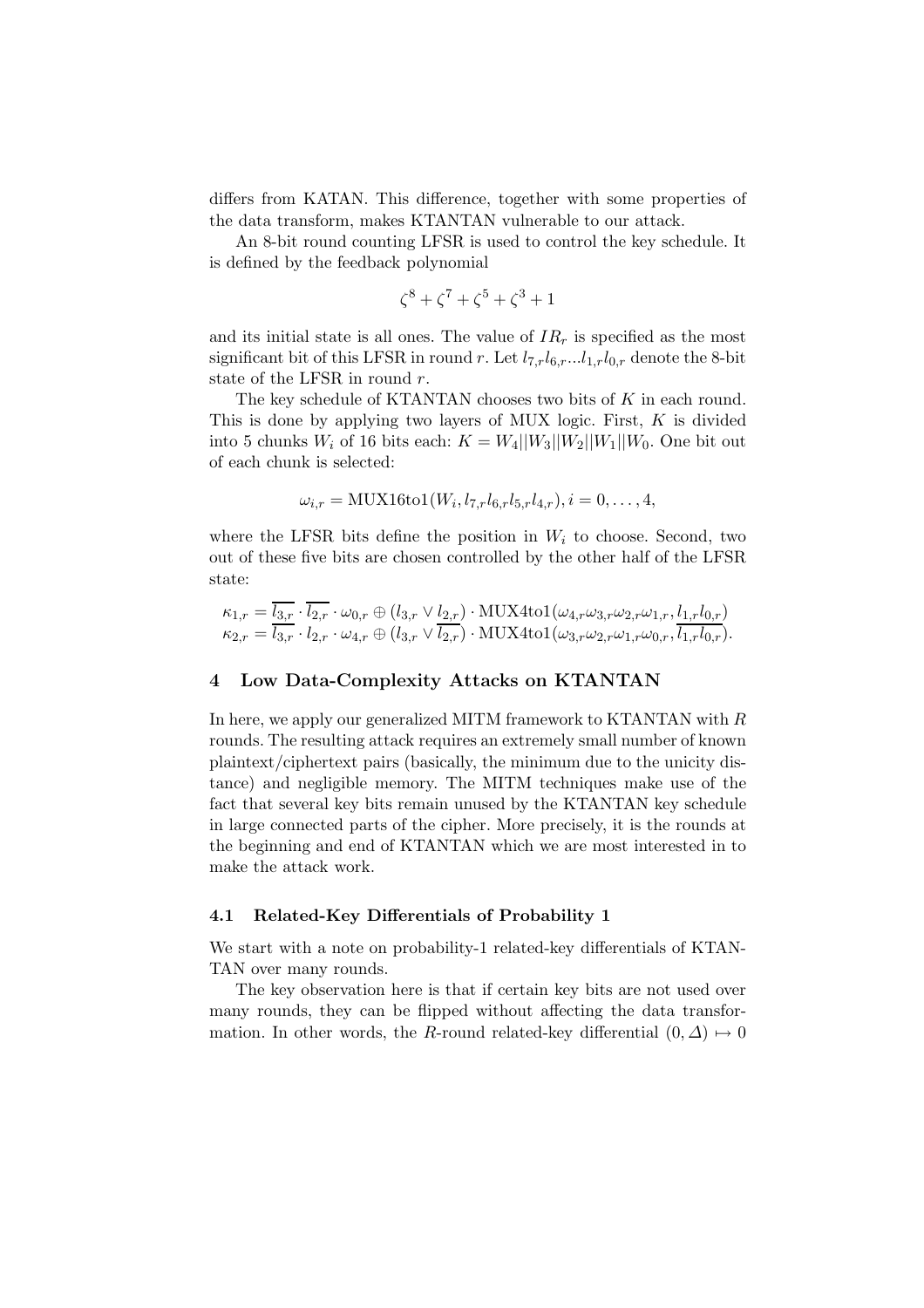differs from KATAN. This difference, together with some properties of the data transform, makes KTANTAN vulnerable to our attack.

An 8-bit round counting LFSR is used to control the key schedule. It is defined by the feedback polynomial

$$\zeta^8 + \zeta^7 + \zeta^5 + \zeta^3 + 1$$

and its initial state is all ones. The value of $IR_r$ is specified as the most significant bit of this LFSR in round $r$. Let $l_{7,r}l_{6,r}...l_{1,r}l_{0,r}$ denote the 8-bit state of the LFSR in round $r$.

The key schedule of KTANTAN chooses two bits of $K$ in each round. This is done by applying two layers of MUX logic. First, $K$ is divided into 5 chunks $W_i$ of 16 bits each: $K = W_4||W_3||W_2||W_1||W_0$. One bit out of each chunk is selected:

$$\omega_{i,r} = \text{MUX16to1}(W_i, l_{7,r}l_{6,r}l_{5,r}l_{4,r}), i = 0, \ldots, 4,$$

where the LFSR bits define the position in $W_i$ to choose. Second, two out of these five bits are chosen controlled by the other half of the LFSR state:

$$\begin{aligned}
\kappa_{1,r} &= \overline{l_{3,r}} \cdot \overline{l_{2,r}} \cdot \omega_{0,r} \oplus (l_{3,r} \vee l_{2,r}) \cdot \text{MUX4to1}(\omega_{4,r}\omega_{3,r}\omega_{2,r}\omega_{1,r}, l_{1,r}l_{0,r}) \\
\kappa_{2,r} &= \overline{l_{3,r}} \cdot l_{2,r} \cdot \omega_{4,r} \oplus (l_{3,r} \vee \overline{l_{2,r}}) \cdot \text{MUX4to1}(\omega_{3,r}\omega_{2,r}\omega_{1,r}\omega_{0,r}, \overline{l_{1,r}l_{0,r}}).
\end{aligned}$$

## 4 Low Data-Complexity Attacks on KTANTAN

In here, we apply our generalized MITM framework to KTANTAN with $R$ rounds. The resulting attack requires an extremely small number of known plaintext/ciphertext pairs (basically, the minimum due to the unicity distance) and negligible memory. The MITM techniques make use of the fact that several key bits remain unused by the KTANTAN key schedule in large connected parts of the cipher. More precisely, it is the rounds at the beginning and end of KTANTAN which we are most interested in to make the attack work.

### 4.1 Related-Key Differentials of Probability 1

We start with a note on probability-1 related-key differentials of KTANTAN over many rounds.

The key observation here is that if certain key bits are not used over many rounds, they can be flipped without affecting the data transformation. In other words, the $R$-round related-key differential $(0, \Delta) \mapsto 0$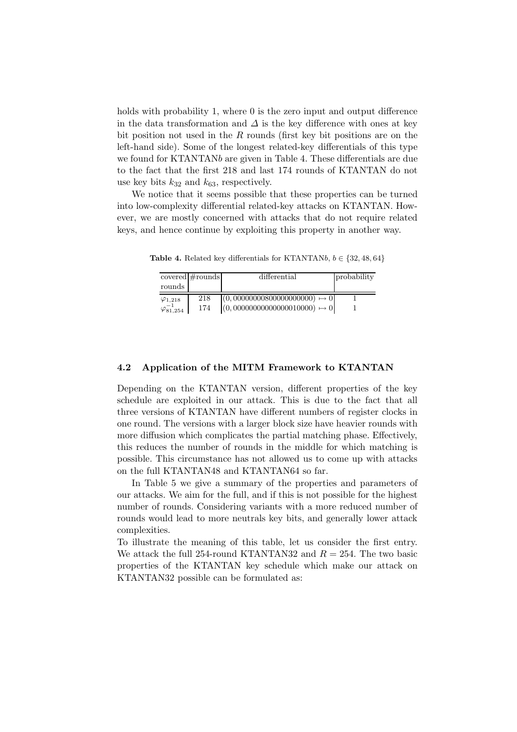holds with probability 1, where 0 is the zero input and output difference in the data transformation and $\Delta$ is the key difference with ones at key bit position not used in the $R$ rounds (first key bit positions are on the left-hand side). Some of the longest related-key differentials of this type we found for KTANTAN$b$ are given in Table 4. These differentials are due to the fact that the first 218 and last 174 rounds of KTANTAN do not use key bits $k_{32}$ and $k_{63}$, respectively.

We notice that it seems possible that these properties can be turned into low-complexity differential related-key attacks on KTANTAN. However, we are mostly concerned with attacks that do not require related keys, and hence continue by exploiting this property in another way.

**Table 4.** Related key differentials for KTANTAN$b$, $b \in \{32, 48, 64\}$

| covered rounds | #rounds | differential | probability |
|---|---|---|---|
| $\varphi_{1,218}$ | 218 | $(0, 00000000800000000000) \mapsto 0$ | 1 |
| $\varphi^{-1}_{81,254}$ | 174 | $(0, 00000000000000010000) \mapsto 0$ | 1 |

### 4.2 Application of the MITM Framework to KTANTAN

Depending on the KTANTAN version, different properties of the key schedule are exploited in our attack. This is due to the fact that all three versions of KTANTAN have different numbers of register clocks in one round. The versions with a larger block size have heavier rounds with more diffusion which complicates the partial matching phase. Effectively, this reduces the number of rounds in the middle for which matching is possible. This circumstance has not allowed us to come up with attacks on the full KTANTAN48 and KTANTAN64 so far.

In Table 5 we give a summary of the properties and parameters of our attacks. We aim for the full, and if this is not possible for the highest number of rounds. Considering variants with a more reduced number of rounds would lead to more neutrals key bits, and generally lower attack complexities.

To illustrate the meaning of this table, let us consider the first entry. We attack the full 254-round KTANTAN32 and $R = 254$. The two basic properties of the KTANTAN key schedule which make our attack on KTANTAN32 possible can be formulated as: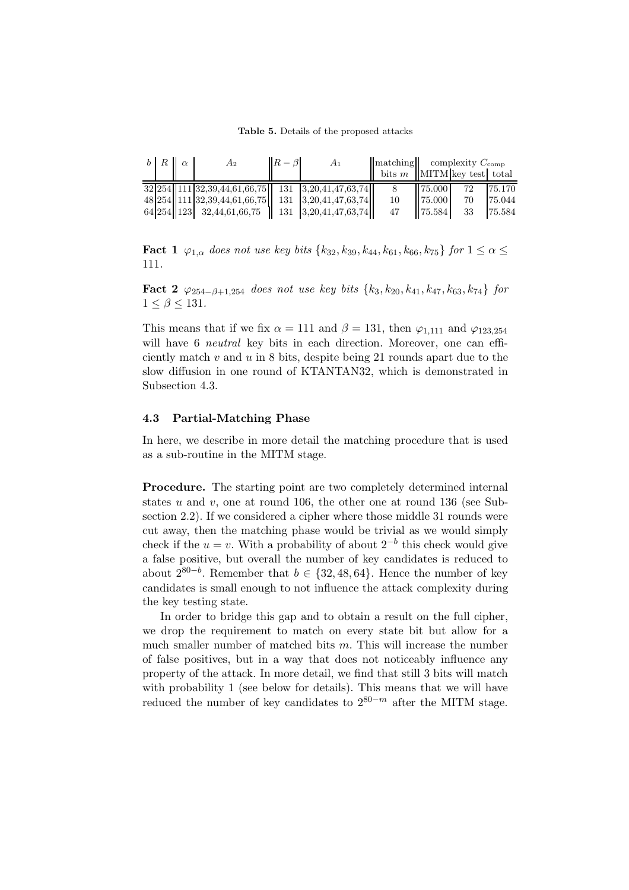**Table 5.** Details of the proposed attacks

| $b$ | $R$ | $\alpha$ | $A_2$ | $R-\beta$ | $A_1$ | matching bits $m$ | complexity $C_{\text{comp}}$ MITM | key test | total |
|---|---|---|---|---|---|---|---|---|---|
| 32 | 254 | 111 | 32,39,44,61,66,75 | 131 | 3,20,41,47,63,74 | 8 | 75.000 | 72 | 75.170 |
| 48 | 254 | 111 | 32,39,44,61,66,75 | 131 | 3,20,41,47,63,74 | 10 | 75.000 | 70 | 75.044 |
| 64 | 254 | 123 | 32,44,61,66,75 | 131 | 3,20,41,47,63,74 | 47 | 75.584 | 33 | 75.584 |

**Fact 1** *$\varphi_{1,\alpha}$ does not use key bits $\{k_{32}, k_{39}, k_{44}, k_{61}, k_{66}, k_{75}\}$ for $1 \leq \alpha \leq 111$.*

**Fact 2** *$\varphi_{254-\beta+1,254}$ does not use key bits $\{k_3, k_{20}, k_{41}, k_{47}, k_{63}, k_{74}\}$ for $1 \leq \beta \leq 131$.*

This means that if we fix $\alpha = 111$ and $\beta = 131$, then $\varphi_{1,111}$ and $\varphi_{123,254}$ will have 6 *neutral* key bits in each direction. Moreover, one can efficiently match $v$ and $u$ in 8 bits, despite being 21 rounds apart due to the slow diffusion in one round of KTANTAN32, which is demonstrated in Subsection 4.3.

### 4.3 Partial-Matching Phase

In here, we describe in more detail the matching procedure that is used as a sub-routine in the MITM stage.

**Procedure.** The starting point are two completely determined internal states $u$ and $v$, one at round 106, the other one at round 136 (see Subsection 2.2). If we considered a cipher where those middle 31 rounds were cut away, then the matching phase would be trivial as we would simply check if the $u = v$. With a probability of about $2^{-b}$ this check would give a false positive, but overall the number of key candidates is reduced to about $2^{80-b}$. Remember that $b \in \{32, 48, 64\}$. Hence the number of key candidates is small enough to not influence the attack complexity during the key testing state.

In order to bridge this gap and to obtain a result on the full cipher, we drop the requirement to match on every state bit but allow for a much smaller number of matched bits $m$. This will increase the number of false positives, but in a way that does not noticeably influence any property of the attack. In more detail, we find that still 3 bits will match with probability 1 (see below for details). This means that we will have reduced the number of key candidates to $2^{80-m}$ after the MITM stage.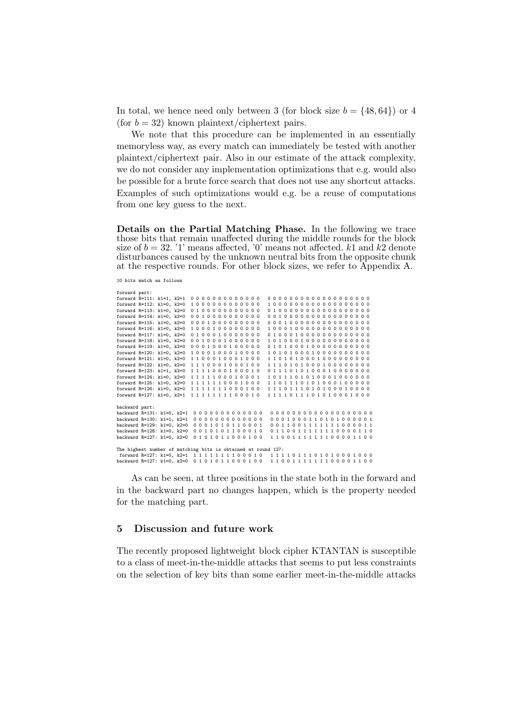In total, we hence need only between 3 (for block size $b = \{48, 64\}$) or 4 (for $b = 32$) known plaintext/ciphertext pairs.

We note that this procedure can be implemented in an essentially memoryless way, as every match can immediately be tested with another plaintext/ciphertext pair. Also in our estimate of the attack complexity, we do not consider any implementation optimizations that e.g. would also be possible for a brute force search that does not use any shortcut attacks. Examples of such optimizations would e.g. be a reuse of computations from one key guess to the next.

**Details on the Partial Matching Phase.** In the following we trace those bits that remain unaffected during the middle rounds for the block size of $b = 32$. '1' means affected, '0' means not affected. $k1$ and $k2$ denote disturbances caused by the unknown neutral bits from the opposite chunk at the respective rounds. For other block sizes, we refer to Appendix A.

```
10 bits match as follows

forward part:
forward R=111: k1=1, k2=1  0 0 0 0 0 0 0 0 0 0 0 0 0   0 0 0 0 0 0 0 0 0 0 0 0 0 0 0 0 0 0 0
forward R=112: k1=0, k2=0  1 0 0 0 0 0 0 0 0 0 0 0 0   1 0 0 0 0 0 0 0 0 0 0 0 0 0 0 0 0 0 0
forward R=113: k1=0, k2=0  0 1 0 0 0 0 0 0 0 0 0 0 0   0 1 0 0 0 0 0 0 0 0 0 0 0 0 0 0 0 0 0
forward R=114: k1=0, k2=0  0 0 1 0 0 0 0 0 0 0 0 0 0   0 0 1 0 0 0 0 0 0 0 0 0 0 0 0 0 0 0 0
forward R=115: k1=0, k2=0  0 0 0 1 0 0 0 0 0 0 0 0 0   0 0 0 1 0 0 0 0 0 0 0 0 0 0 0 0 0 0 0
forward R=116: k1=0, k2=0  1 0 0 0 1 0 0 0 0 0 0 0 0   1 0 0 0 1 0 0 0 0 0 0 0 0 0 0 0 0 0 0
forward R=117: k1=0, k2=0  0 1 0 0 0 1 0 0 0 0 0 0 0   0 1 0 0 0 1 0 0 0 0 0 0 0 0 0 0 0 0 0
forward R=118: k1=0, k2=0  0 0 1 0 0 0 1 0 0 0 0 0 0   1 0 1 0 0 0 1 0 0 0 0 0 0 0 0 0 0 0 0
forward R=119: k1=0, k2=0  0 0 0 1 0 0 0 1 0 0 0 0 0   0 1 0 1 0 0 0 1 0 0 0 0 0 0 0 0 0 0 0
forward R=120: k1=0, k2=0  1 0 0 0 1 0 0 0 1 0 0 0 0   1 0 1 0 1 0 0 0 1 0 0 0 0 0 0 0 0 0 0
forward R=121: k1=0, k2=0  1 1 0 0 0 1 0 0 0 1 0 0 0   1 1 0 1 0 1 0 0 0 1 0 0 0 0 0 0 0 0 0
forward R=122: k1=0, k2=0  1 1 1 0 0 0 1 0 0 0 1 0 0   1 1 1 0 1 0 1 0 0 0 1 0 0 0 0 0 0 0 0
forward R=123: k1=1, k2=0  1 1 1 1 0 0 0 1 0 0 0 1 0   0 1 1 1 0 1 0 1 0 0 0 1 0 0 0 0 0 0 0
forward R=124: k1=0, k2=0  1 1 1 1 1 0 0 0 1 0 0 0 1   1 0 1 1 1 0 1 0 1 0 0 0 1 0 0 0 0 0 0
forward R=125: k1=0, k2=0  1 1 1 1 1 1 0 0 0 1 0 0 0   1 1 0 1 1 1 0 1 0 1 0 0 0 1 0 0 0 0 0
forward R=126: k1=0, k2=0  1 1 1 1 1 1 1 0 0 0 1 0 0   1 1 1 0 1 1 1 0 1 0 1 0 0 0 1 0 0 0 0
forward R=127: k1=0, k2=1  1 1 1 1 1 1 1 1 0 0 0 1 0   1 1 1 1 0 1 1 1 0 1 0 1 0 0 0 1 0 0 0

backward part:
backward R=131: k1=0, k2=1  0 0 0 0 0 0 0 0 0 0 0 0 0   0 0 0 0 0 0 0 0 0 0 0 0 0 0 0 0 0 0 0
backward R=130: k1=1, k2=1  0 0 0 0 0 0 0 0 0 0 0 0 0   0 0 0 1 0 0 0 1 1 0 1 0 1 0 0 0 0 0 1
backward R=129: k1=0, k2=0  0 0 0 1 0 1 0 1 1 0 0 0 1   0 0 1 1 0 0 1 1 1 1 1 1 1 0 0 0 0 1 1
backward R=128: k1=0, k2=0  0 0 1 0 1 0 1 1 0 0 0 1 0   0 1 1 0 0 1 1 1 1 1 1 1 0 0 0 0 1 1 0
backward R=127: k1=0, k2=0  0 1 0 1 0 1 1 0 0 0 1 0 0   1 1 0 0 1 1 1 1 1 1 1 0 0 0 0 1 1 0 0

The highest number of matching bits is obtained at round 127:
 forward R=127: k1=0, k2=1  1 1 1 1 1 1 1 1 0 0 0 1 0   1 1 1 1 0 1 1 1 0 1 0 1 0 0 0 1 0 0 0
backward R=127: k1=0, k2=0  0 1 0 1 0 1 1 0 0 0 1 0 0   1 1 0 0 1 1 1 1 1 1 1 0 0 0 0 1 1 0 0
```

As can be seen, at three positions in the state both in the forward and in the backward part no changes happen, which is the property needed for the matching part.

## 5 Discussion and future work

The recently proposed lightweight block cipher KTANTAN is susceptible to a class of meet-in-the-middle attacks that seems to put less constraints on the selection of key bits than some earlier meet-in-the-middle attacks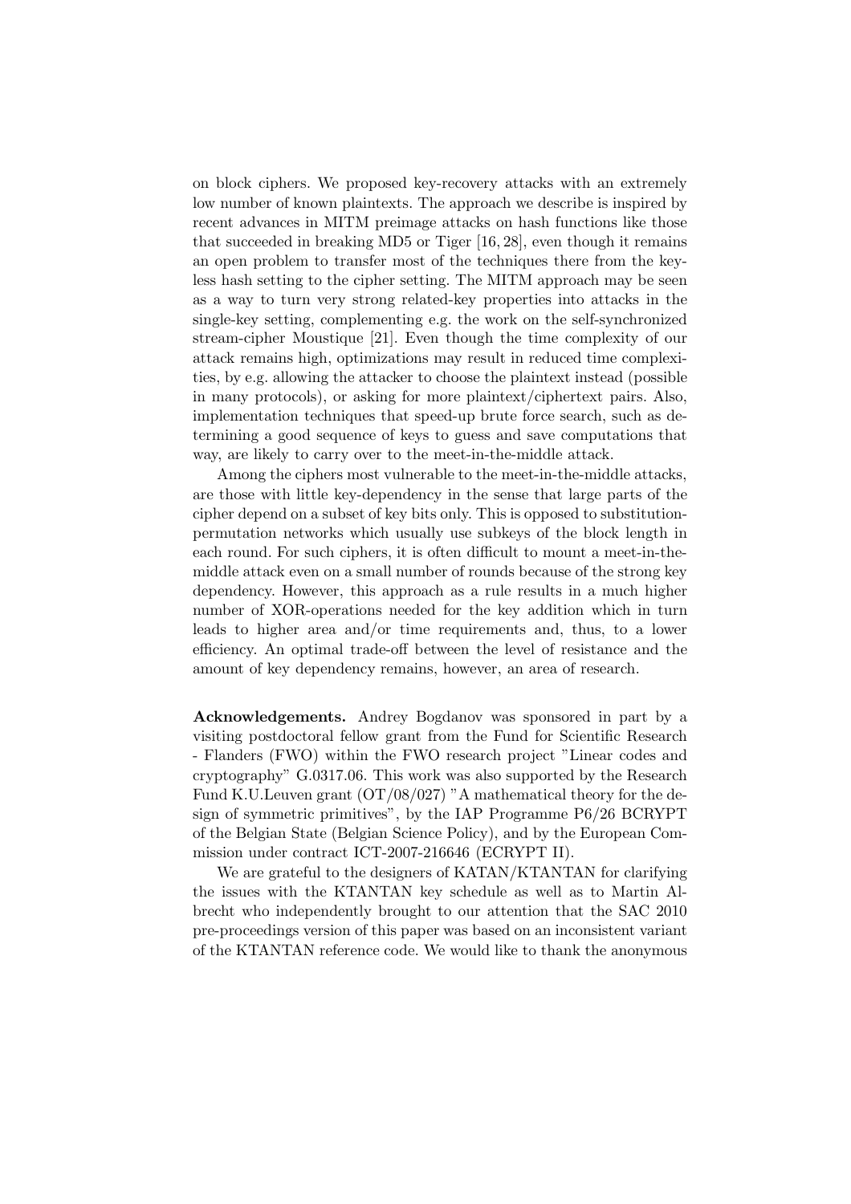on block ciphers. We proposed key-recovery attacks with an extremely low number of known plaintexts. The approach we describe is inspired by recent advances in MITM preimage attacks on hash functions like those that succeeded in breaking MD5 or Tiger [16, 28], even though it remains an open problem to transfer most of the techniques there from the keyless hash setting to the cipher setting. The MITM approach may be seen as a way to turn very strong related-key properties into attacks in the single-key setting, complementing e.g. the work on the self-synchronized stream-cipher Moustique [21]. Even though the time complexity of our attack remains high, optimizations may result in reduced time complexities, by e.g. allowing the attacker to choose the plaintext instead (possible in many protocols), or asking for more plaintext/ciphertext pairs. Also, implementation techniques that speed-up brute force search, such as determining a good sequence of keys to guess and save computations that way, are likely to carry over to the meet-in-the-middle attack.

Among the ciphers most vulnerable to the meet-in-the-middle attacks, are those with little key-dependency in the sense that large parts of the cipher depend on a subset of key bits only. This is opposed to substitution-permutation networks which usually use subkeys of the block length in each round. For such ciphers, it is often difficult to mount a meet-in-the-middle attack even on a small number of rounds because of the strong key dependency. However, this approach as a rule results in a much higher number of XOR-operations needed for the key addition which in turn leads to higher area and/or time requirements and, thus, to a lower efficiency. An optimal trade-off between the level of resistance and the amount of key dependency remains, however, an area of research.

**Acknowledgements.** Andrey Bogdanov was sponsored in part by a visiting postdoctoral fellow grant from the Fund for Scientific Research - Flanders (FWO) within the FWO research project "Linear codes and cryptography" G.0317.06. This work was also supported by the Research Fund K.U.Leuven grant (OT/08/027) "A mathematical theory for the design of symmetric primitives", by the IAP Programme P6/26 BCRYPT of the Belgian State (Belgian Science Policy), and by the European Commission under contract ICT-2007-216646 (ECRYPT II).

We are grateful to the designers of KATAN/KTANTAN for clarifying the issues with the KTANTAN key schedule as well as to Martin Albrecht who independently brought to our attention that the SAC 2010 pre-proceedings version of this paper was based on an inconsistent variant of the KTANTAN reference code. We would like to thank the anonymous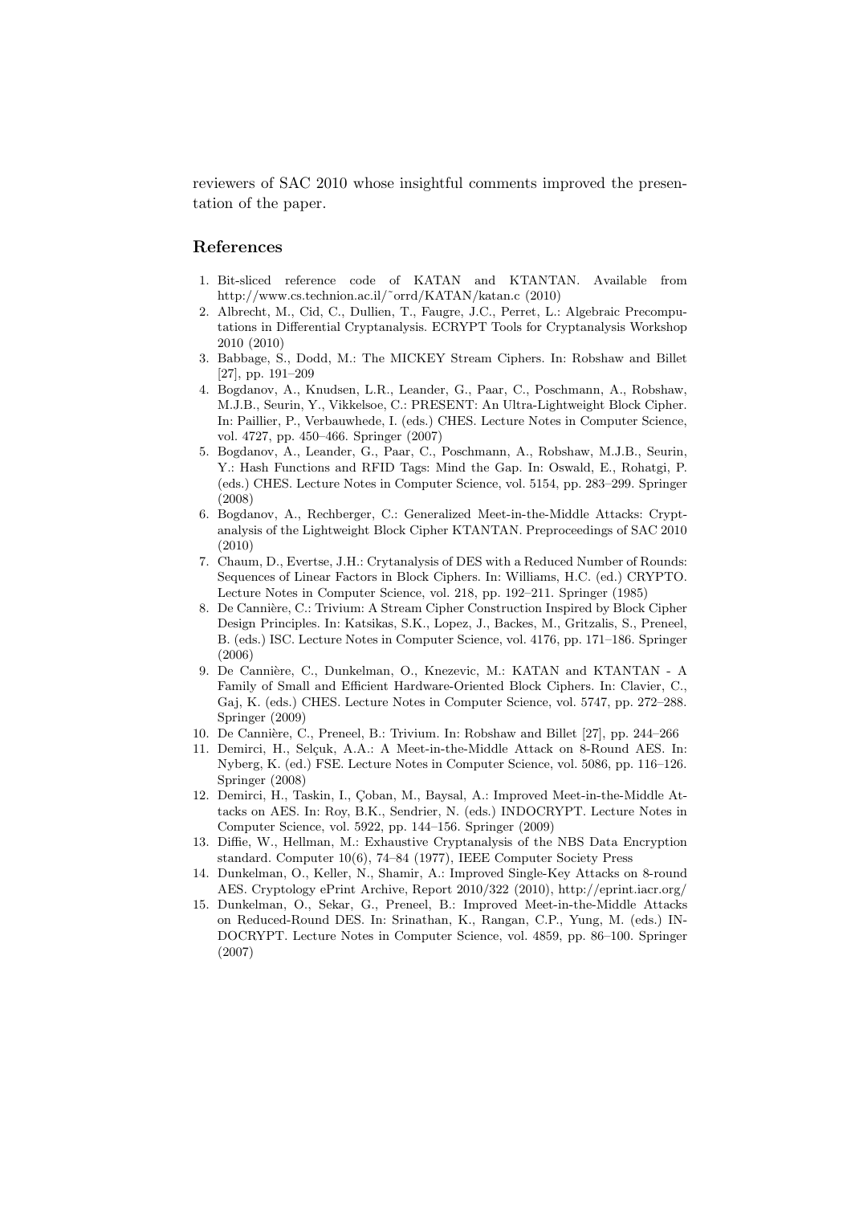reviewers of SAC 2010 whose insightful comments improved the presentation of the paper.

## References

1. Bit-sliced reference code of KATAN and KTANTAN. Available from http://www.cs.technion.ac.il/~orrd/KATAN/katan.c (2010)
2. Albrecht, M., Cid, C., Dullien, T., Faugre, J.C., Perret, L.: Algebraic Precomputations in Differential Cryptanalysis. ECRYPT Tools for Cryptanalysis Workshop 2010 (2010)
3. Babbage, S., Dodd, M.: The MICKEY Stream Ciphers. In: Robshaw and Billet [27], pp. 191–209
4. Bogdanov, A., Knudsen, L.R., Leander, G., Paar, C., Poschmann, A., Robshaw, M.J.B., Seurin, Y., Vikkelsoe, C.: PRESENT: An Ultra-Lightweight Block Cipher. In: Paillier, P., Verbauwhede, I. (eds.) CHES. Lecture Notes in Computer Science, vol. 4727, pp. 450–466. Springer (2007)
5. Bogdanov, A., Leander, G., Paar, C., Poschmann, A., Robshaw, M.J.B., Seurin, Y.: Hash Functions and RFID Tags: Mind the Gap. In: Oswald, E., Rohatgi, P. (eds.) CHES. Lecture Notes in Computer Science, vol. 5154, pp. 283–299. Springer (2008)
6. Bogdanov, A., Rechberger, C.: Generalized Meet-in-the-Middle Attacks: Cryptanalysis of the Lightweight Block Cipher KTANTAN. Preproceedings of SAC 2010 (2010)
7. Chaum, D., Evertse, J.H.: Crytanalysis of DES with a Reduced Number of Rounds: Sequences of Linear Factors in Block Ciphers. In: Williams, H.C. (ed.) CRYPTO. Lecture Notes in Computer Science, vol. 218, pp. 192–211. Springer (1985)
8. De Cannière, C.: Trivium: A Stream Cipher Construction Inspired by Block Cipher Design Principles. In: Katsikas, S.K., Lopez, J., Backes, M., Gritzalis, S., Preneel, B. (eds.) ISC. Lecture Notes in Computer Science, vol. 4176, pp. 171–186. Springer (2006)
9. De Cannière, C., Dunkelman, O., Knezevic, M.: KATAN and KTANTAN - A Family of Small and Efficient Hardware-Oriented Block Ciphers. In: Clavier, C., Gaj, K. (eds.) CHES. Lecture Notes in Computer Science, vol. 5747, pp. 272–288. Springer (2009)
10. De Cannière, C., Preneel, B.: Trivium. In: Robshaw and Billet [27], pp. 244–266
11. Demirci, H., Selçuk, A.A.: A Meet-in-the-Middle Attack on 8-Round AES. In: Nyberg, K. (ed.) FSE. Lecture Notes in Computer Science, vol. 5086, pp. 116–126. Springer (2008)
12. Demirci, H., Taskin, I., Çoban, M., Baysal, A.: Improved Meet-in-the-Middle Attacks on AES. In: Roy, B.K., Sendrier, N. (eds.) INDOCRYPT. Lecture Notes in Computer Science, vol. 5922, pp. 144–156. Springer (2009)
13. Diffie, W., Hellman, M.: Exhaustive Cryptanalysis of the NBS Data Encryption standard. Computer 10(6), 74–84 (1977), IEEE Computer Society Press
14. Dunkelman, O., Keller, N., Shamir, A.: Improved Single-Key Attacks on 8-round AES. Cryptology ePrint Archive, Report 2010/322 (2010), http://eprint.iacr.org/
15. Dunkelman, O., Sekar, G., Preneel, B.: Improved Meet-in-the-Middle Attacks on Reduced-Round DES. In: Srinathan, K., Rangan, C.P., Yung, M. (eds.) INDOCRYPT. Lecture Notes in Computer Science, vol. 4859, pp. 86–100. Springer (2007)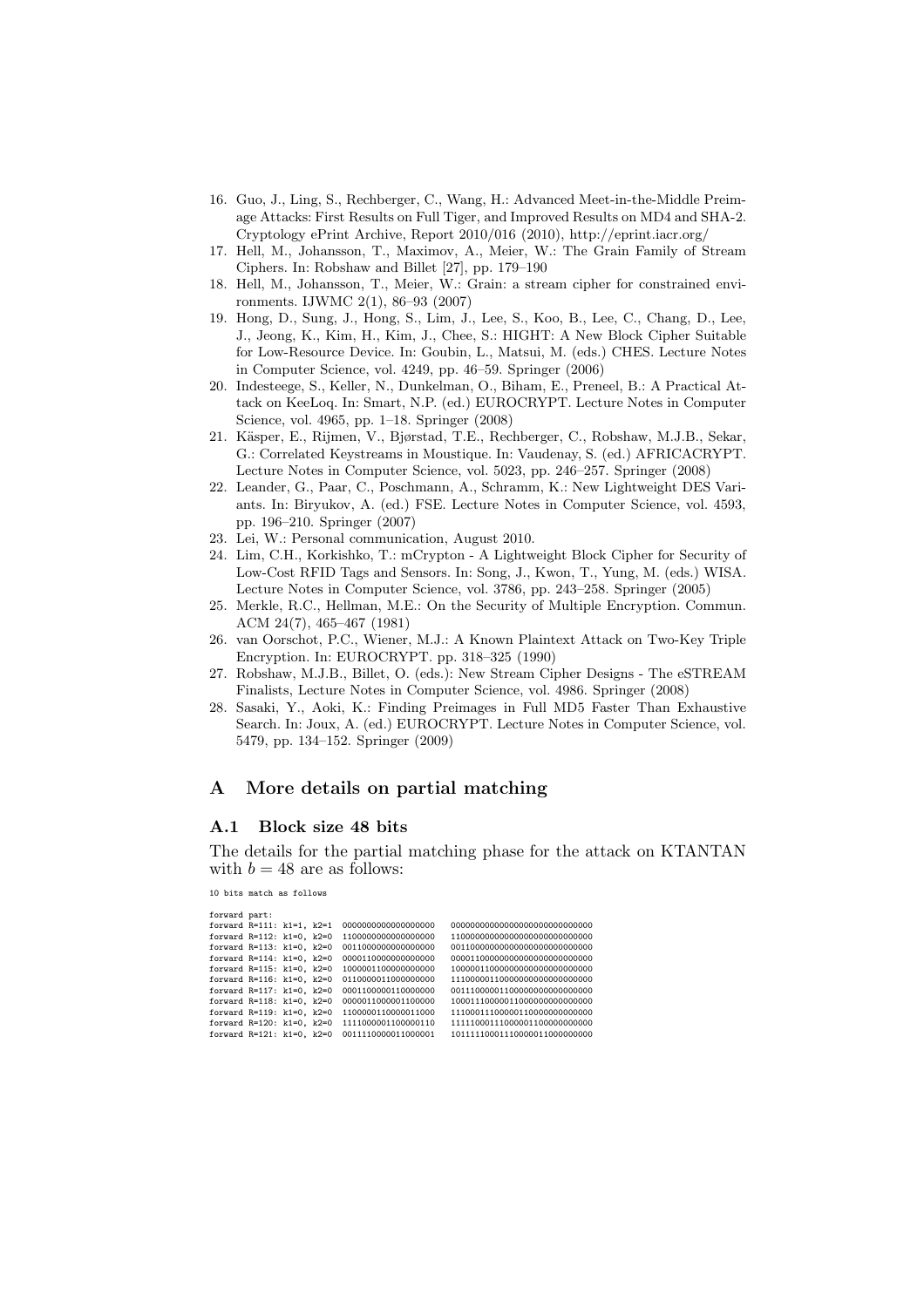16. Guo, J., Ling, S., Rechberger, C., Wang, H.: Advanced Meet-in-the-Middle Preimage Attacks: First Results on Full Tiger, and Improved Results on MD4 and SHA-2. Cryptology ePrint Archive, Report 2010/016 (2010), http://eprint.iacr.org/
17. Hell, M., Johansson, T., Maximov, A., Meier, W.: The Grain Family of Stream Ciphers. In: Robshaw and Billet [27], pp. 179–190
18. Hell, M., Johansson, T., Meier, W.: Grain: a stream cipher for constrained environments. IJWMC 2(1), 86–93 (2007)
19. Hong, D., Sung, J., Hong, S., Lim, J., Lee, S., Koo, B., Lee, C., Chang, D., Lee, J., Jeong, K., Kim, H., Kim, J., Chee, S.: HIGHT: A New Block Cipher Suitable for Low-Resource Device. In: Goubin, L., Matsui, M. (eds.) CHES. Lecture Notes in Computer Science, vol. 4249, pp. 46–59. Springer (2006)
20. Indesteege, S., Keller, N., Dunkelman, O., Biham, E., Preneel, B.: A Practical Attack on KeeLoq. In: Smart, N.P. (ed.) EUROCRYPT. Lecture Notes in Computer Science, vol. 4965, pp. 1–18. Springer (2008)
21. Käsper, E., Rijmen, V., Bjørstad, T.E., Rechberger, C., Robshaw, M.J.B., Sekar, G.: Correlated Keystreams in Moustique. In: Vaudenay, S. (ed.) AFRICACRYPT. Lecture Notes in Computer Science, vol. 5023, pp. 246–257. Springer (2008)
22. Leander, G., Paar, C., Poschmann, A., Schramm, K.: New Lightweight DES Variants. In: Biryukov, A. (ed.) FSE. Lecture Notes in Computer Science, vol. 4593, pp. 196–210. Springer (2007)
23. Lei, W.: Personal communication, August 2010.
24. Lim, C.H., Korkishko, T.: mCrypton - A Lightweight Block Cipher for Security of Low-Cost RFID Tags and Sensors. In: Song, J., Kwon, T., Yung, M. (eds.) WISA. Lecture Notes in Computer Science, vol. 3786, pp. 243–258. Springer (2005)
25. Merkle, R.C., Hellman, M.E.: On the Security of Multiple Encryption. Commun. ACM 24(7), 465–467 (1981)
26. van Oorschot, P.C., Wiener, M.J.: A Known Plaintext Attack on Two-Key Triple Encryption. In: EUROCRYPT. pp. 318–325 (1990)
27. Robshaw, M.J.B., Billet, O. (eds.): New Stream Cipher Designs - The eSTREAM Finalists, Lecture Notes in Computer Science, vol. 4986. Springer (2008)
28. Sasaki, Y., Aoki, K.: Finding Preimages in Full MD5 Faster Than Exhaustive Search. In: Joux, A. (ed.) EUROCRYPT. Lecture Notes in Computer Science, vol. 5479, pp. 134–152. Springer (2009)

## A More details on partial matching

### A.1 Block size 48 bits

The details for the partial matching phase for the attack on KTANTAN with $b = 48$ are as follows:

```
10 bits match as follows

forward part:
forward R=111: k1=1, k2=1  0000000000000000000   00000000000000000000000000000
forward R=112: k1=0, k2=0  1100000000000000000   11000000000000000000000000000
forward R=113: k1=0, k2=0  0011000000000000000   00110000000000000000000000000
forward R=114: k1=0, k2=0  0000110000000000000   00001100000000000000000000000
forward R=115: k1=0, k2=0  1000001100000000000   10000011000000000000000000000
forward R=116: k1=0, k2=0  0110000011000000000   11100000110000000000000000000
forward R=117: k1=0, k2=0  0001100000110000000   00111000001100000000000000000
forward R=118: k1=0, k2=0  0000011000001100000   10001110000011000000000000000
forward R=119: k1=0, k2=0  1100000110000011000   11100011100000110000000000000
forward R=120: k1=0, k2=0  1111000001100000110   11111000111000001100000000000
forward R=121: k1=0, k2=0  0011110000011000001   10111110001110000011000000000
```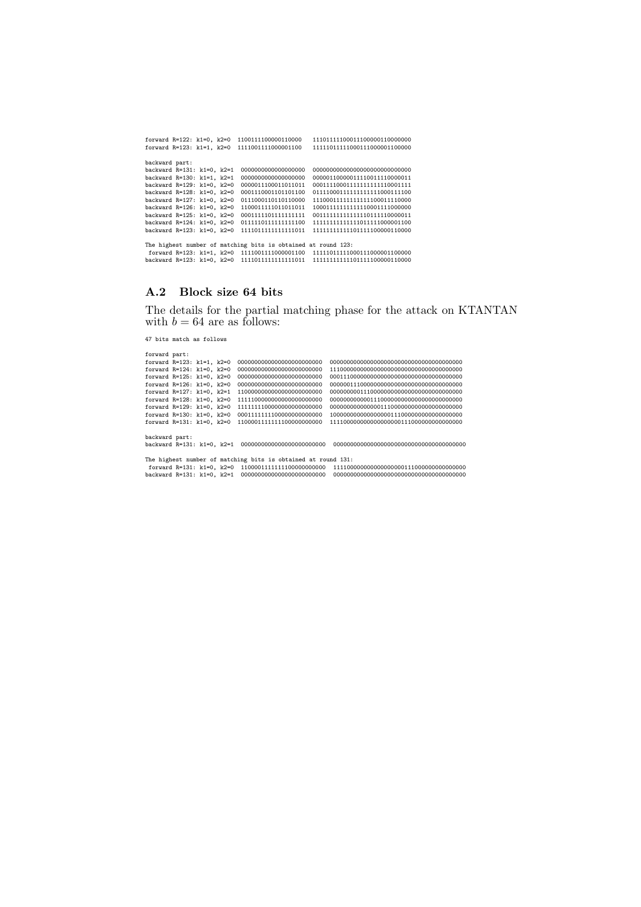```
forward R=122: k1=0, k2=0  1100111100000110000   1110111110001110000011000000
forward R=123: k1=1, k2=0  1111001111000001100   1111101111100011100000110000

backward part:
backward R=131: k1=0, k2=1  0000000000000000000   0000000000000000000000000000
backward R=130: k1=1, k2=1  0000000000000000000   0000011000001111001111000011
backward R=129: k1=0, k2=0  0000011100011011011   0001111000111111111111100011111
backward R=128: k1=0, k2=0  0001110001101101100   0111100011111111111110001111100
backward R=127: k1=0, k2=0  0111000110110110000   1110001111111111110001111100000
backward R=126: k1=0, k2=0  1100011111011011011   1000111111111110001111000000
backward R=125: k1=0, k2=0  0001111101111111111   0011111111111110111110000011
backward R=124: k1=0, k2=0  0111110111111111100   1111111111111011111000001100
backward R=123: k1=0, k2=0  1111011111111111011   1111111111101111100000110000

The highest number of matching bits is obtained at round 123:
 forward R=123: k1=1, k2=0  1111001111000001100   1111101111100011100000110000
backward R=123: k1=0, k2=0  1111011111111111011   1111111111101111100000110000
```

### A.2 Block size 64 bits

The details for the partial matching phase for the attack on KTANTAN with $b = 64$ are as follows:

```
47 bits match as follows

forward part:
forward R=123: k1=1, k2=0  0000000000000000000000000   000000000000000000000000000000000000000
forward R=124: k1=0, k2=0  0000000000000000000000000   111000000000000000000000000000000000000
forward R=125: k1=0, k2=0  0000000000000000000000000   000111000000000000000000000000000000000
forward R=126: k1=0, k2=0  0000000000000000000000000   000000111000000000000000000000000000000
forward R=127: k1=0, k2=1  1100000000000000000000000   000000000111000000000000000000000000000
forward R=128: k1=0, k2=0  1111100000000000000000000   000000000000111000000000000000000000000
forward R=129: k1=0, k2=0  1111111100000000000000000   000000000000000111000000000000000000000
forward R=130: k1=0, k2=0  0001111111100000000000000   100000000000000000111000000000000000000
forward R=131: k1=0, k2=0  1100001111111100000000000   111000000000000000000111000000000000000

backward part:
backward R=131: k1=0, k2=1  0000000000000000000000000   000000000000000000000000000000000000000

The highest number of matching bits is obtained at round 131:
 forward R=131: k1=0, k2=0  1100001111111100000000000   111000000000000000000111000000000000000
backward R=131: k1=0, k2=1  0000000000000000000000000   000000000000000000000000000000000000000
```